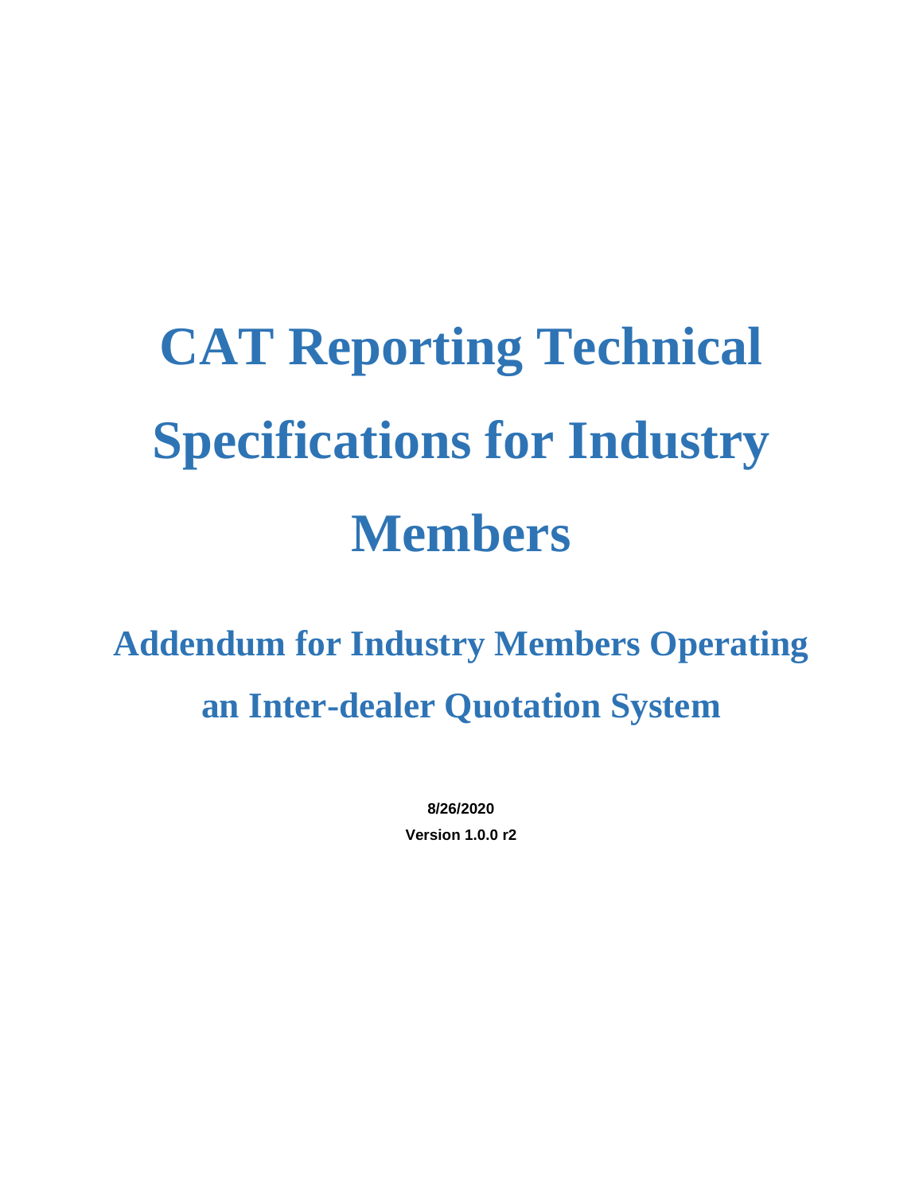# CAT Reporting Technical Specifications for Industry Members

## Addendum for Industry Members Operating an Inter-dealer Quotation System

**8/26/2020**

**Version 1.0.0 r2**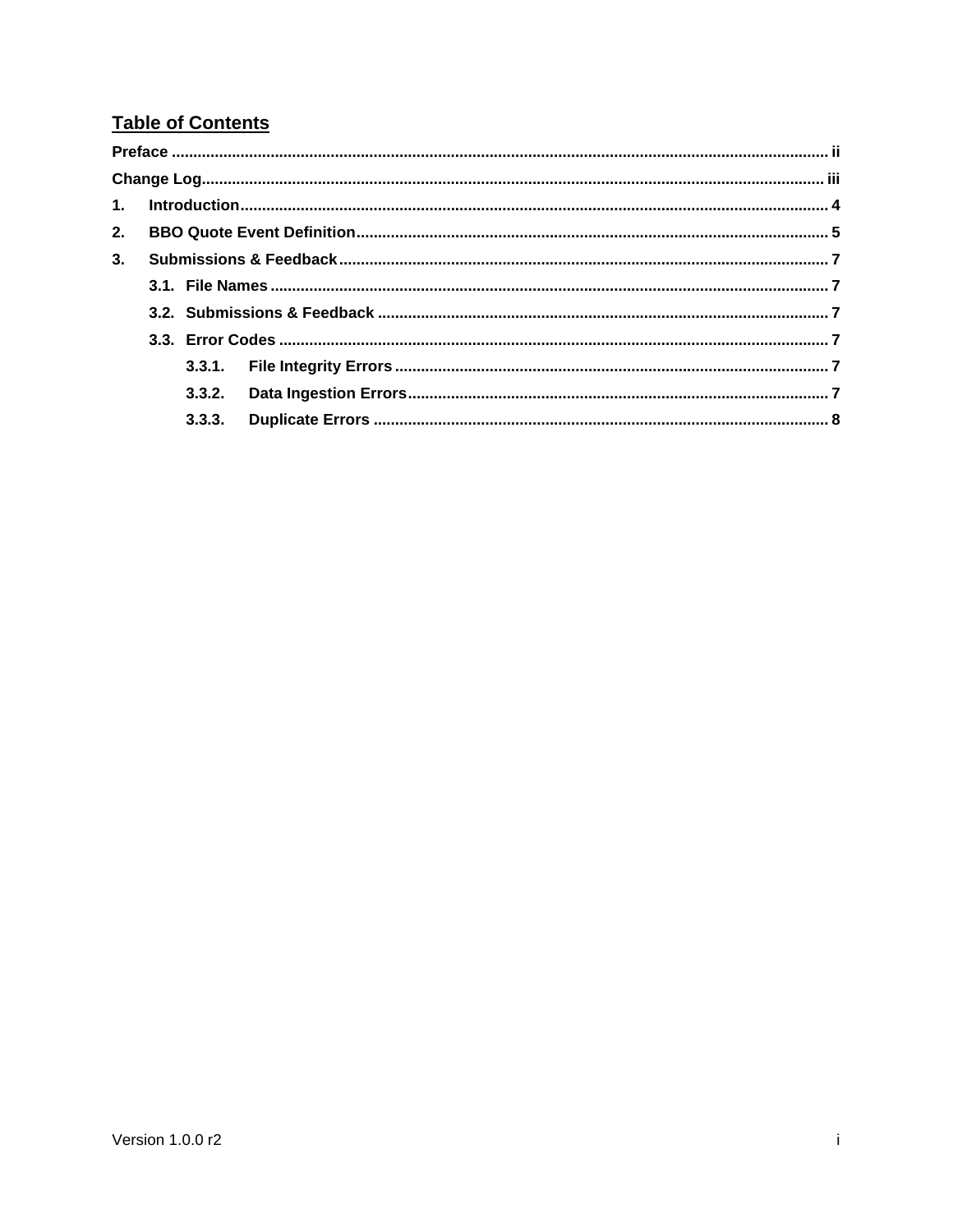## Table of Contents

**Preface** ........................................................................................................ ii

**Change Log** ................................................................................................... iii

**1. Introduction** ................................................................................................ 4

**2. BBO Quote Event Definition** ....................................................................... 5

**3. Submissions & Feedback** ........................................................................... 7

- **3.1. File Names** ............................................................................................ 7
- **3.2. Submissions & Feedback** ..................................................................... 7
- **3.3. Error Codes** ........................................................................................... 7
  - **3.3.1. File Integrity Errors** ...................................................................... 7
  - **3.3.2. Data Ingestion Errors** ................................................................... 7
  - **3.3.3. Duplicate Errors** ........................................................................... 8

Version 1.0.0 r2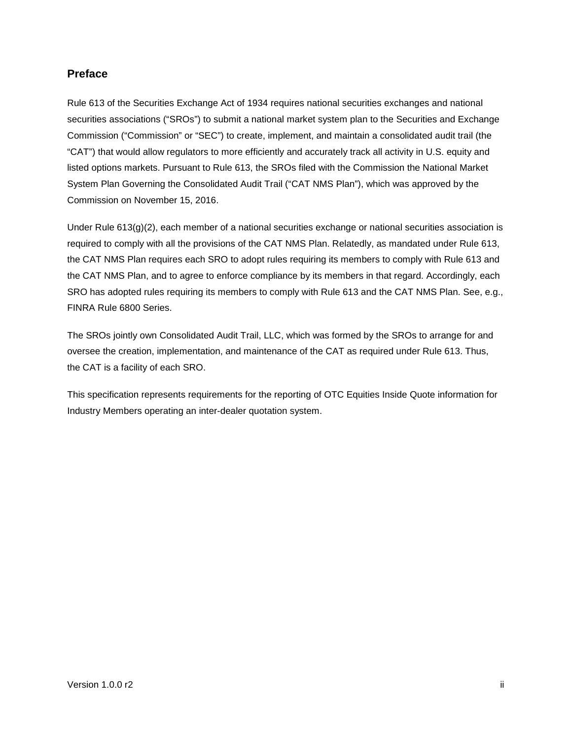## Preface

Rule 613 of the Securities Exchange Act of 1934 requires national securities exchanges and national securities associations ("SROs") to submit a national market system plan to the Securities and Exchange Commission ("Commission" or "SEC") to create, implement, and maintain a consolidated audit trail (the "CAT") that would allow regulators to more efficiently and accurately track all activity in U.S. equity and listed options markets. Pursuant to Rule 613, the SROs filed with the Commission the National Market System Plan Governing the Consolidated Audit Trail ("CAT NMS Plan"), which was approved by the Commission on November 15, 2016.

Under Rule 613(g)(2), each member of a national securities exchange or national securities association is required to comply with all the provisions of the CAT NMS Plan. Relatedly, as mandated under Rule 613, the CAT NMS Plan requires each SRO to adopt rules requiring its members to comply with Rule 613 and the CAT NMS Plan, and to agree to enforce compliance by its members in that regard. Accordingly, each SRO has adopted rules requiring its members to comply with Rule 613 and the CAT NMS Plan. See, e.g., FINRA Rule 6800 Series.

The SROs jointly own Consolidated Audit Trail, LLC, which was formed by the SROs to arrange for and oversee the creation, implementation, and maintenance of the CAT as required under Rule 613. Thus, the CAT is a facility of each SRO.

This specification represents requirements for the reporting of OTC Equities Inside Quote information for Industry Members operating an inter-dealer quotation system.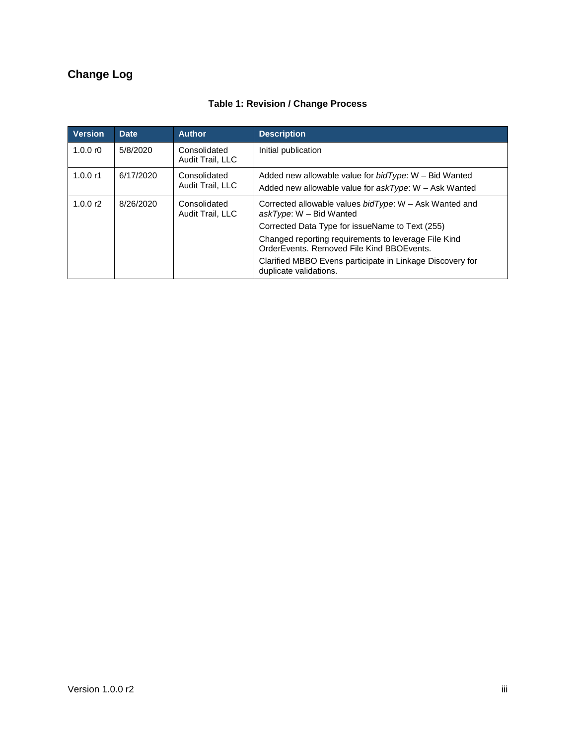## Change Log

**Table 1: Revision / Change Process**

| Version | Date | Author | Description |
| --- | --- | --- | --- |
| 1.0.0 r0 | 5/8/2020 | Consolidated Audit Trail, LLC | Initial publication |
| 1.0.0 r1 | 6/17/2020 | Consolidated Audit Trail, LLC | Added new allowable value for *bidType*: W – Bid Wanted<br>Added new allowable value for *askType*: W – Ask Wanted |
| 1.0.0 r2 | 8/26/2020 | Consolidated Audit Trail, LLC | Corrected allowable values *bidType*: W – Ask Wanted and *askType*: W – Bid Wanted<br>Corrected Data Type for issueName to Text (255)<br>Changed reporting requirements to leverage File Kind OrderEvents. Removed File Kind BBOEvents.<br>Clarified MBBO Evens participate in Linkage Discovery for duplicate validations. |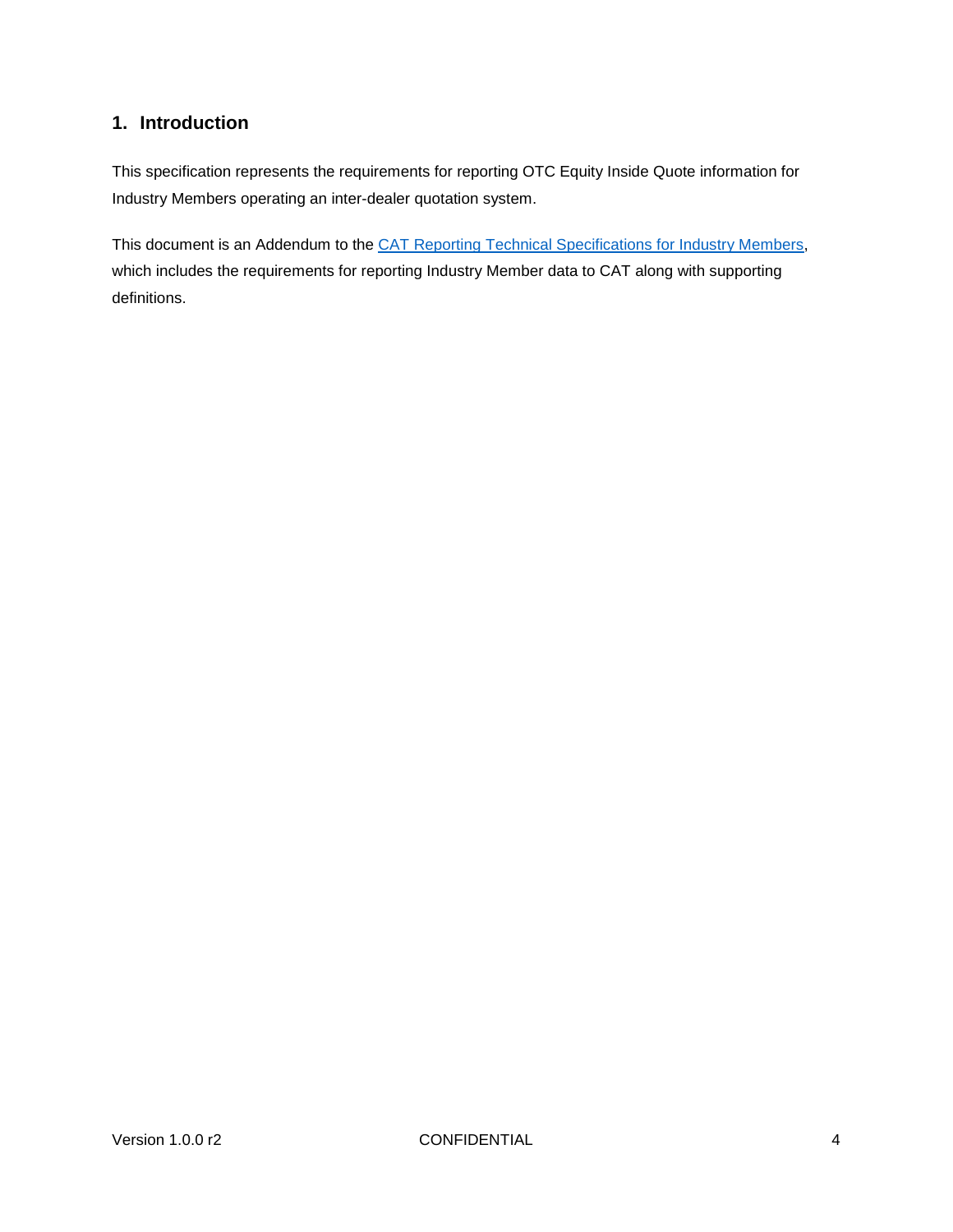## 1. Introduction

This specification represents the requirements for reporting OTC Equity Inside Quote information for Industry Members operating an inter-dealer quotation system.

This document is an Addendum to the CAT Reporting Technical Specifications for Industry Members, which includes the requirements for reporting Industry Member data to CAT along with supporting definitions.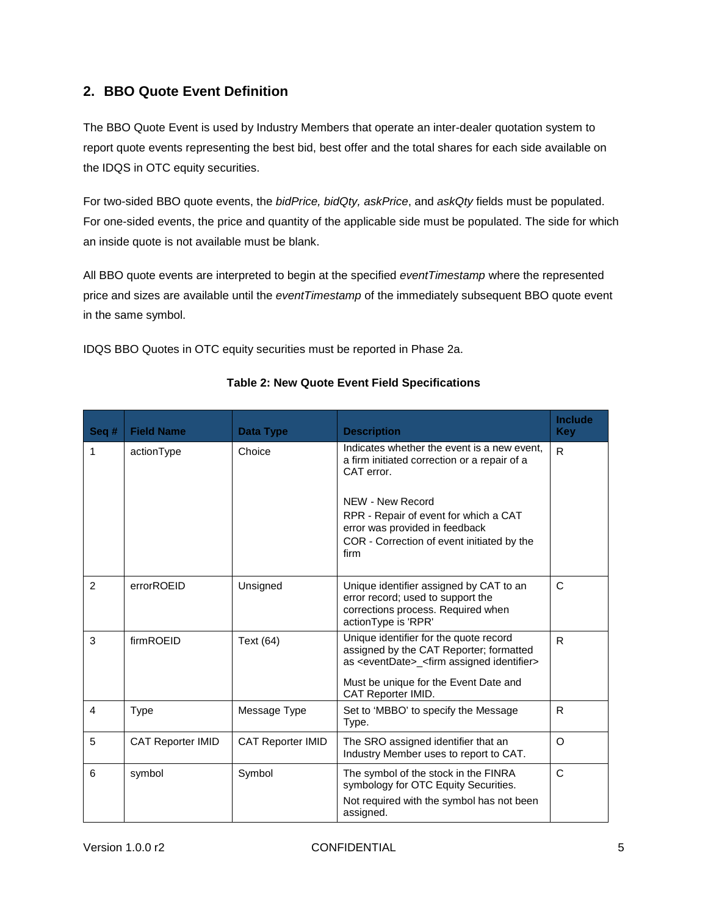## 2. BBO Quote Event Definition

The BBO Quote Event is used by Industry Members that operate an inter-dealer quotation system to report quote events representing the best bid, best offer and the total shares for each side available on the IDQS in OTC equity securities.

For two-sided BBO quote events, the *bidPrice, bidQty, askPrice*, and *askQty* fields must be populated. For one-sided events, the price and quantity of the applicable side must be populated. The side for which an inside quote is not available must be blank.

All BBO quote events are interpreted to begin at the specified *eventTimestamp* where the represented price and sizes are available until the *eventTimestamp* of the immediately subsequent BBO quote event in the same symbol.

IDQS BBO Quotes in OTC equity securities must be reported in Phase 2a.

**Table 2: New Quote Event Field Specifications**

| Seq # | Field Name | Data Type | Description | Include Key |
|---|---|---|---|---|
| 1 | actionType | Choice | Indicates whether the event is a new event, a firm initiated correction or a repair of a CAT error.<br><br>NEW - New Record<br>RPR - Repair of event for which a CAT error was provided in feedback<br>COR - Correction of event initiated by the firm | R |
| 2 | errorROEID | Unsigned | Unique identifier assigned by CAT to an error record; used to support the corrections process. Required when actionType is 'RPR' | C |
| 3 | firmROEID | Text (64) | Unique identifier for the quote record assigned by the CAT Reporter; formatted as <eventDate>_<firm assigned identifier><br><br>Must be unique for the Event Date and CAT Reporter IMID. | R |
| 4 | Type | Message Type | Set to 'MBBO' to specify the Message Type. | R |
| 5 | CAT Reporter IMID | CAT Reporter IMID | The SRO assigned identifier that an Industry Member uses to report to CAT. | O |
| 6 | symbol | Symbol | The symbol of the stock in the FINRA symbology for OTC Equity Securities.<br><br>Not required with the symbol has not been assigned. | C |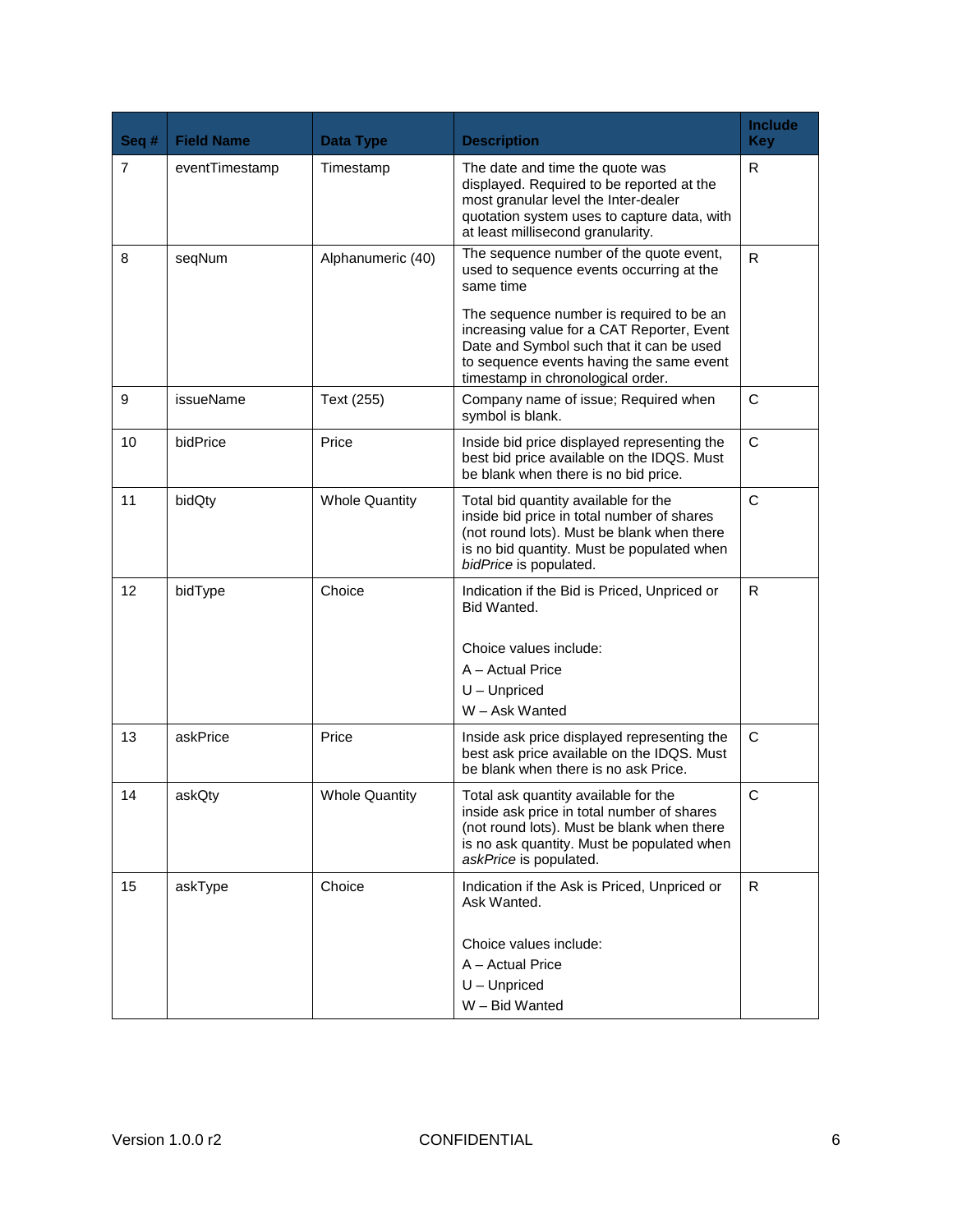| Seq # | Field Name | Data Type | Description | Include Key |
|---|---|---|---|---|
| 7 | eventTimestamp | Timestamp | The date and time the quote was displayed. Required to be reported at the most granular level the Inter-dealer quotation system uses to capture data, with at least millisecond granularity. | R |
| 8 | seqNum | Alphanumeric (40) | The sequence number of the quote event, used to sequence events occurring at the same time<br><br>The sequence number is required to be an increasing value for a CAT Reporter, Event Date and Symbol such that it can be used to sequence events having the same event timestamp in chronological order. | R |
| 9 | issueName | Text (255) | Company name of issue; Required when symbol is blank. | C |
| 10 | bidPrice | Price | Inside bid price displayed representing the best bid price available on the IDQS. Must be blank when there is no bid price. | C |
| 11 | bidQty | Whole Quantity | Total bid quantity available for the inside bid price in total number of shares (not round lots). Must be blank when there is no bid quantity. Must be populated when *bidPrice* is populated. | C |
| 12 | bidType | Choice | Indication if the Bid is Priced, Unpriced or Bid Wanted.<br><br>Choice values include:<br>A – Actual Price<br>U – Unpriced<br>W – Ask Wanted | R |
| 13 | askPrice | Price | Inside ask price displayed representing the best ask price available on the IDQS. Must be blank when there is no ask Price. | C |
| 14 | askQty | Whole Quantity | Total ask quantity available for the inside ask price in total number of shares (not round lots). Must be blank when there is no ask quantity. Must be populated when *askPrice* is populated. | C |
| 15 | askType | Choice | Indication if the Ask is Priced, Unpriced or Ask Wanted.<br><br>Choice values include:<br>A – Actual Price<br>U – Unpriced<br>W – Bid Wanted | R |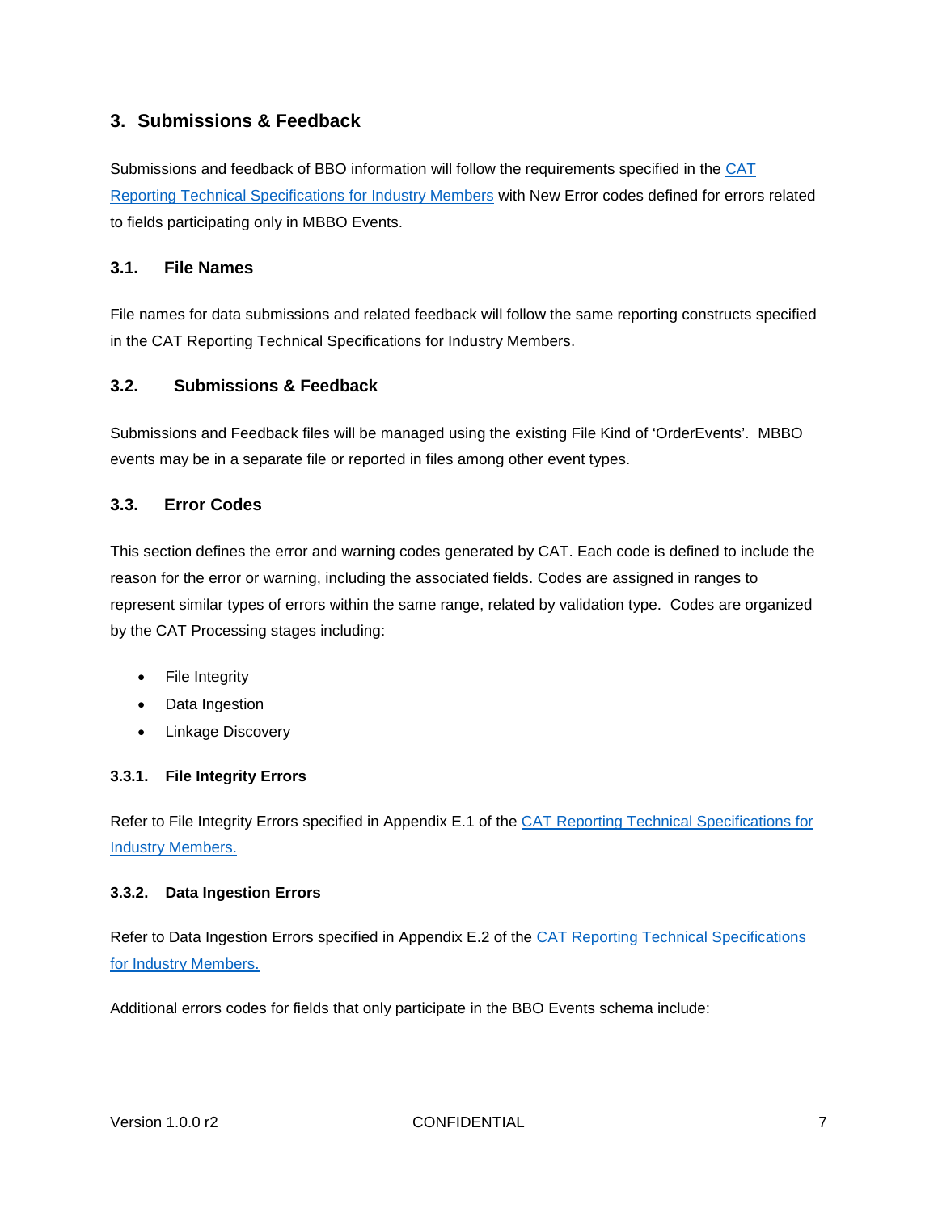# 3. Submissions & Feedback

Submissions and feedback of BBO information will follow the requirements specified in the CAT Reporting Technical Specifications for Industry Members with New Error codes defined for errors related to fields participating only in MBBO Events.

## 3.1. File Names

File names for data submissions and related feedback will follow the same reporting constructs specified in the CAT Reporting Technical Specifications for Industry Members.

## 3.2. Submissions & Feedback

Submissions and Feedback files will be managed using the existing File Kind of 'OrderEvents'. MBBO events may be in a separate file or reported in files among other event types.

## 3.3. Error Codes

This section defines the error and warning codes generated by CAT. Each code is defined to include the reason for the error or warning, including the associated fields. Codes are assigned in ranges to represent similar types of errors within the same range, related by validation type. Codes are organized by the CAT Processing stages including:

- File Integrity
- Data Ingestion
- Linkage Discovery

### 3.3.1. File Integrity Errors

Refer to File Integrity Errors specified in Appendix E.1 of the CAT Reporting Technical Specifications for Industry Members.

### 3.3.2. Data Ingestion Errors

Refer to Data Ingestion Errors specified in Appendix E.2 of the CAT Reporting Technical Specifications for Industry Members.

Additional errors codes for fields that only participate in the BBO Events schema include: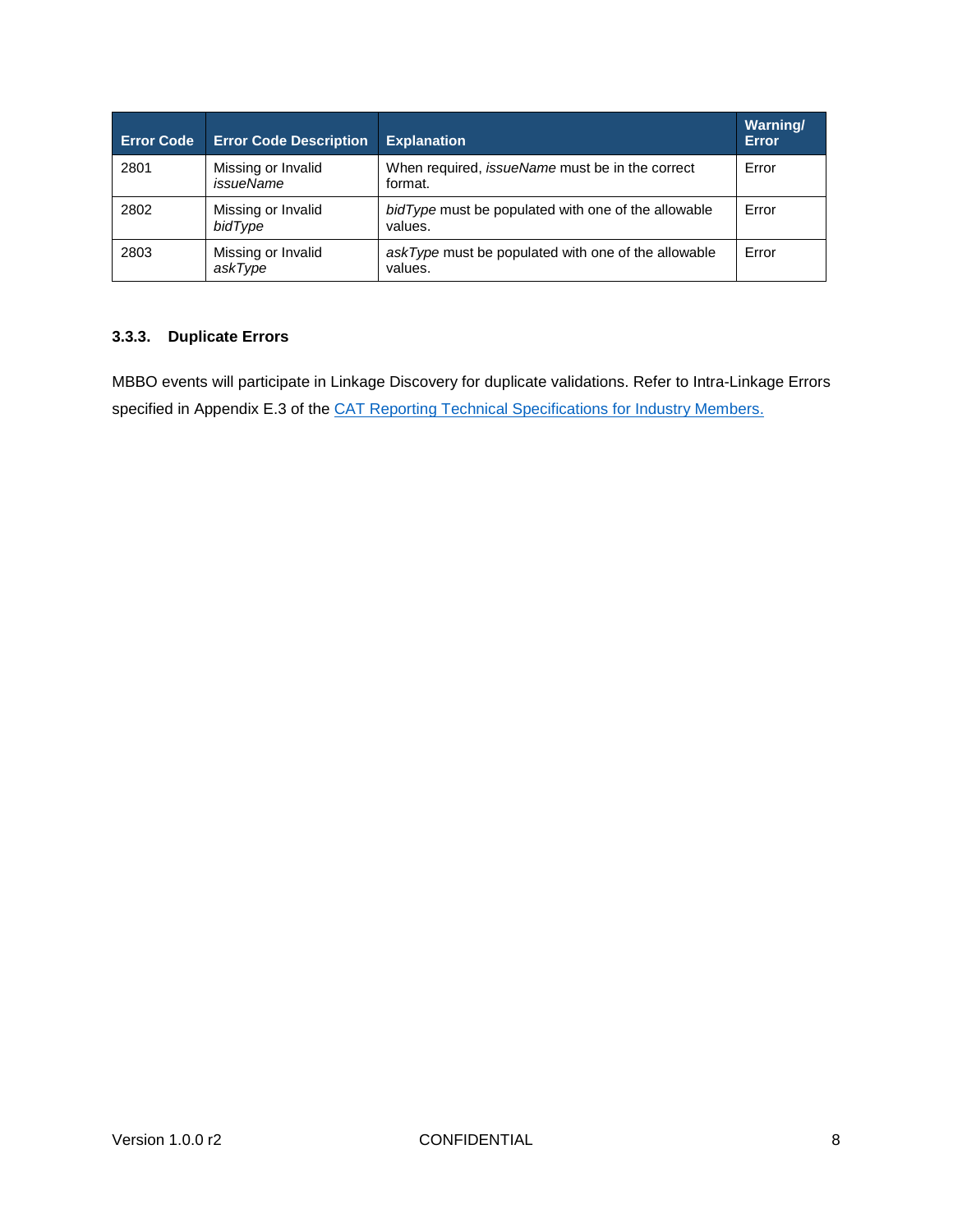| Error Code | Error Code Description | Explanation | Warning/ Error |
|---|---|---|---|
| 2801 | Missing or Invalid *issueName* | When required, *issueName* must be in the correct format. | Error |
| 2802 | Missing or Invalid *bidType* | *bidType* must be populated with one of the allowable values. | Error |
| 2803 | Missing or Invalid *askType* | *askType* must be populated with one of the allowable values. | Error |

### 3.3.3. Duplicate Errors

MBBO events will participate in Linkage Discovery for duplicate validations. Refer to Intra-Linkage Errors specified in Appendix E.3 of the CAT Reporting Technical Specifications for Industry Members.